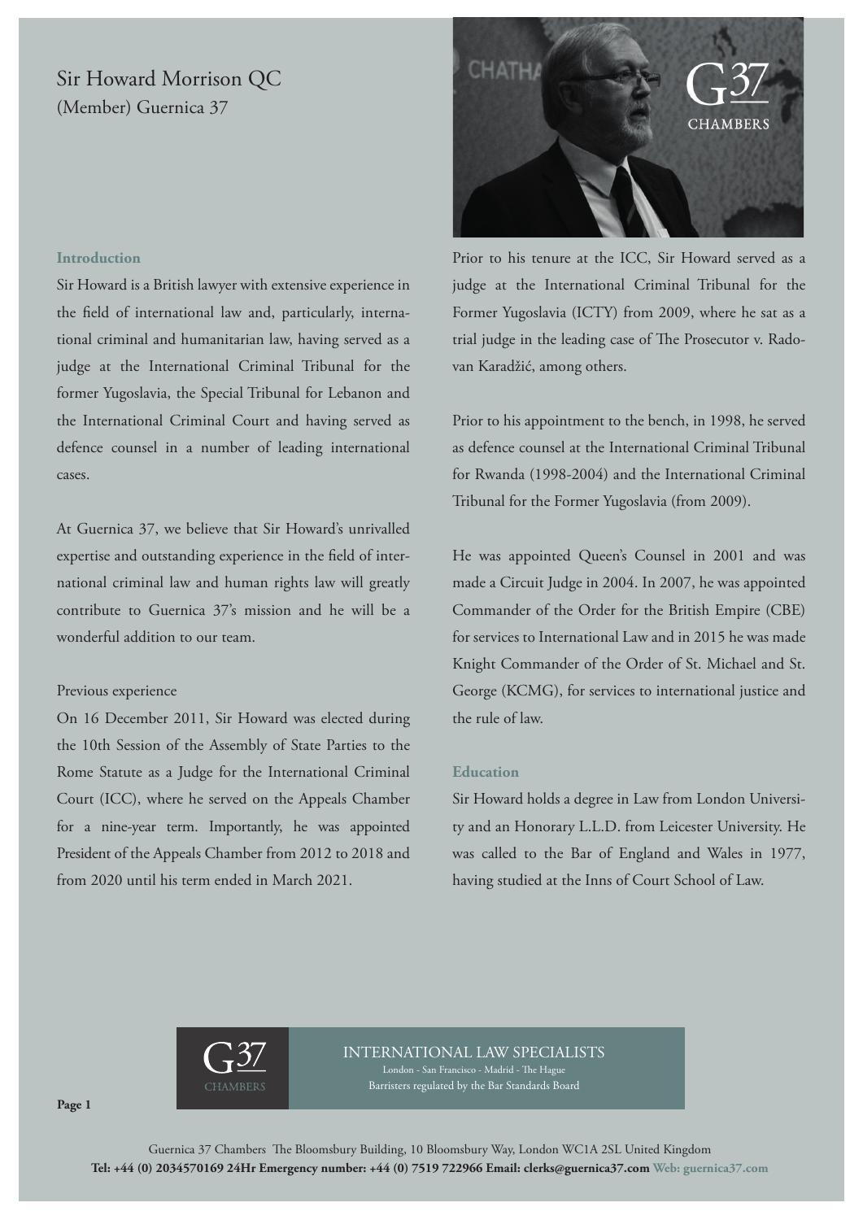# Sir Howard Morrison QC
(Member) Guernica 37

## Introduction

Sir Howard is a British lawyer with extensive experience in the field of international law and, particularly, international criminal and humanitarian law, having served as a judge at the International Criminal Tribunal for the former Yugoslavia, the Special Tribunal for Lebanon and the International Criminal Court and having served as defence counsel in a number of leading international cases.

At Guernica 37, we believe that Sir Howard's unrivalled expertise and outstanding experience in the field of international criminal law and human rights law will greatly contribute to Guernica 37's mission and he will be a wonderful addition to our team.

## Previous experience

On 16 December 2011, Sir Howard was elected during the 10th Session of the Assembly of State Parties to the Rome Statute as a Judge for the International Criminal Court (ICC), where he served on the Appeals Chamber for a nine-year term. Importantly, he was appointed President of the Appeals Chamber from 2012 to 2018 and from 2020 until his term ended in March 2021.

Prior to his tenure at the ICC, Sir Howard served as a judge at the International Criminal Tribunal for the Former Yugoslavia (ICTY) from 2009, where he sat as a trial judge in the leading case of The Prosecutor v. Radovan Karadžić, among others.

Prior to his appointment to the bench, in 1998, he served as defence counsel at the International Criminal Tribunal for Rwanda (1998-2004) and the International Criminal Tribunal for the Former Yugoslavia (from 2009).

He was appointed Queen's Counsel in 2001 and was made a Circuit Judge in 2004. In 2007, he was appointed Commander of the Order for the British Empire (CBE) for services to International Law and in 2015 he was made Knight Commander of the Order of St. Michael and St. George (KCMG), for services to international justice and the rule of law.

## Education

Sir Howard holds a degree in Law from London University and an Honorary L.L.D. from Leicester University. He was called to the Bar of England and Wales in 1977, having studied at the Inns of Court School of Law.

G37 CHAMBERS

INTERNATIONAL LAW SPECIALISTS
London - San Francisco - Madrid - The Hague
Barristers regulated by the Bar Standards Board

Guernica 37 Chambers The Bloomsbury Building, 10 Bloomsbury Way, London WC1A 2SL United Kingdom
**Tel: +44 (0) 2034570169 24Hr Emergency number: +44 (0) 7519 722966 Email: clerks@guernica37.com Web: guernica37.com**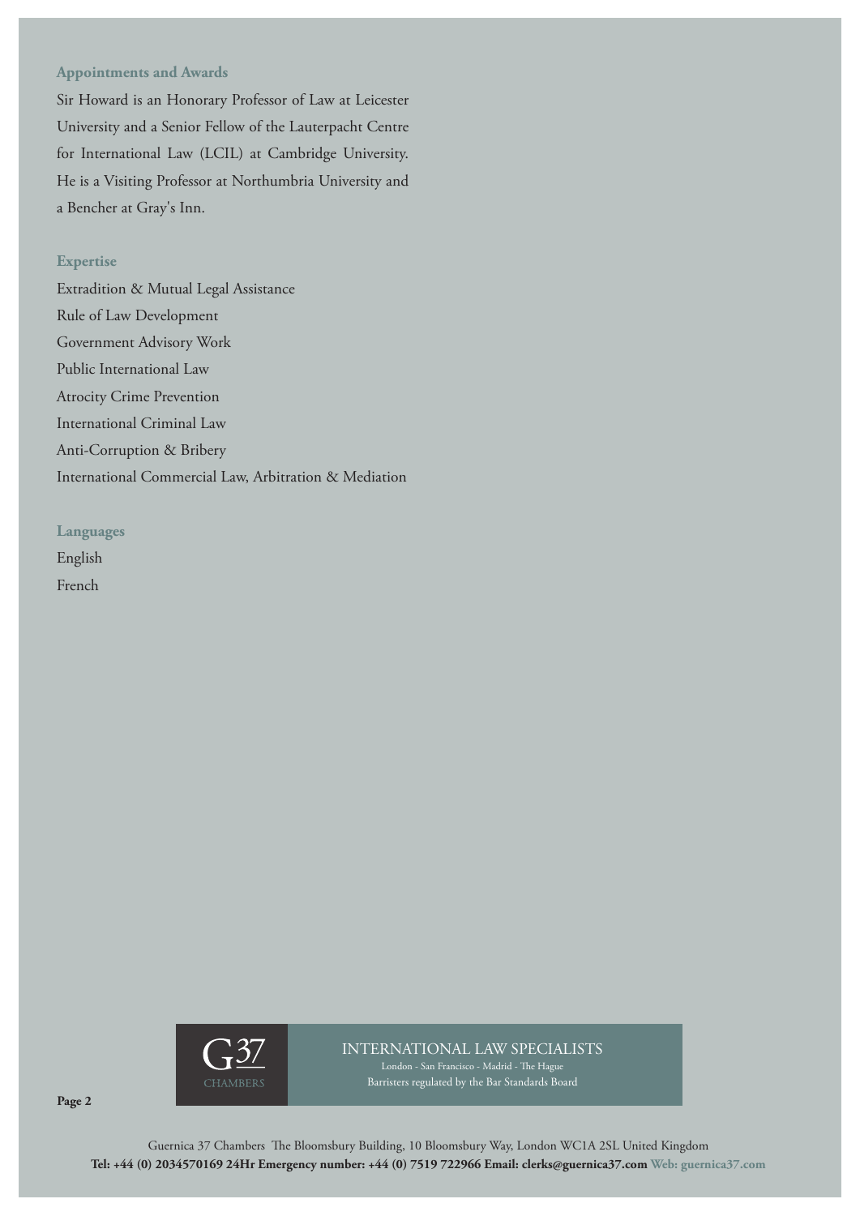### Appointments and Awards

Sir Howard is an Honorary Professor of Law at Leicester University and a Senior Fellow of the Lauterpacht Centre for International Law (LCIL) at Cambridge University. He is a Visiting Professor at Northumbria University and a Bencher at Gray's Inn.

### Expertise

Extradition & Mutual Legal Assistance
Rule of Law Development
Government Advisory Work
Public International Law
Atrocity Crime Prevention
International Criminal Law
Anti-Corruption & Bribery
International Commercial Law, Arbitration & Mediation

### Languages

English
French

G37 CHAMBERS

INTERNATIONAL LAW SPECIALISTS
London - San Francisco - Madrid - The Hague
Barristers regulated by the Bar Standards Board

Guernica 37 Chambers The Bloomsbury Building, 10 Bloomsbury Way, London WC1A 2SL United Kingdom
**Tel: +44 (0) 2034570169 24Hr Emergency number: +44 (0) 7519 722966 Email: clerks@guernica37.com Web: guernica37.com**